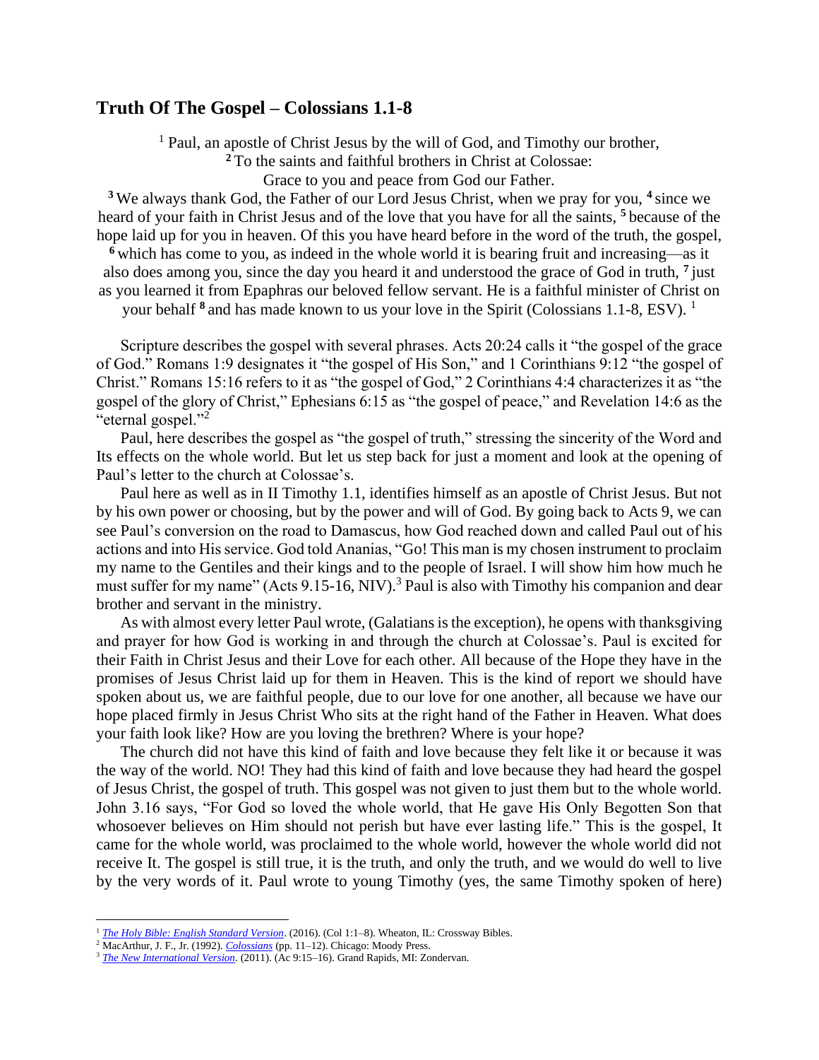## Truth Of The Gospel – Colossians 1.1-8

[1] Paul, an apostle of Christ Jesus by the will of God, and Timothy our brother,
**2** To the saints and faithful brothers in Christ at Colossae:
Grace to you and peace from God our Father.
**3** We always thank God, the Father of our Lord Jesus Christ, when we pray for you, **4** since we heard of your faith in Christ Jesus and of the love that you have for all the saints, **5** because of the hope laid up for you in heaven. Of this you have heard before in the word of the truth, the gospel, **6** which has come to you, as indeed in the whole world it is bearing fruit and increasing—as it also does among you, since the day you heard it and understood the grace of God in truth, **7** just as you learned it from Epaphras our beloved fellow servant. He is a faithful minister of Christ on your behalf **8** and has made known to us your love in the Spirit (Colossians 1.1-8, ESV). [1]

Scripture describes the gospel with several phrases. Acts 20:24 calls it "the gospel of the grace of God." Romans 1:9 designates it "the gospel of His Son," and 1 Corinthians 9:12 "the gospel of Christ." Romans 15:16 refers to it as "the gospel of God," 2 Corinthians 4:4 characterizes it as "the gospel of the glory of Christ," Ephesians 6:15 as "the gospel of peace," and Revelation 14:6 as the "eternal gospel."[2]

Paul, here describes the gospel as "the gospel of truth," stressing the sincerity of the Word and Its effects on the whole world. But let us step back for just a moment and look at the opening of Paul's letter to the church at Colossae's.

Paul here as well as in II Timothy 1.1, identifies himself as an apostle of Christ Jesus. But not by his own power or choosing, but by the power and will of God. By going back to Acts 9, we can see Paul's conversion on the road to Damascus, how God reached down and called Paul out of his actions and into His service. God told Ananias, "Go! This man is my chosen instrument to proclaim my name to the Gentiles and their kings and to the people of Israel. I will show him how much he must suffer for my name" (Acts 9.15-16, NIV).[3] Paul is also with Timothy his companion and dear brother and servant in the ministry.

As with almost every letter Paul wrote, (Galatians is the exception), he opens with thanksgiving and prayer for how God is working in and through the church at Colossae's. Paul is excited for their Faith in Christ Jesus and their Love for each other. All because of the Hope they have in the promises of Jesus Christ laid up for them in Heaven. This is the kind of report we should have spoken about us, we are faithful people, due to our love for one another, all because we have our hope placed firmly in Jesus Christ Who sits at the right hand of the Father in Heaven. What does your faith look like? How are you loving the brethren? Where is your hope?

The church did not have this kind of faith and love because they felt like it or because it was the way of the world. NO! They had this kind of faith and love because they had heard the gospel of Jesus Christ, the gospel of truth. This gospel was not given to just them but to the whole world. John 3.16 says, "For God so loved the whole world, that He gave His Only Begotten Son that whosoever believes on Him should not perish but have ever lasting life." This is the gospel, It came for the whole world, was proclaimed to the whole world, however the whole world did not receive It. The gospel is still true, it is the truth, and only the truth, and we would do well to live by the very words of it. Paul wrote to young Timothy (yes, the same Timothy spoken of here)

---

[1] *The Holy Bible: English Standard Version*. (2016). (Col 1:1–8). Wheaton, IL: Crossway Bibles.
[2] MacArthur, J. F., Jr. (1992). *Colossians* (pp. 11–12). Chicago: Moody Press.
[3] *The New International Version*. (2011). (Ac 9:15–16). Grand Rapids, MI: Zondervan.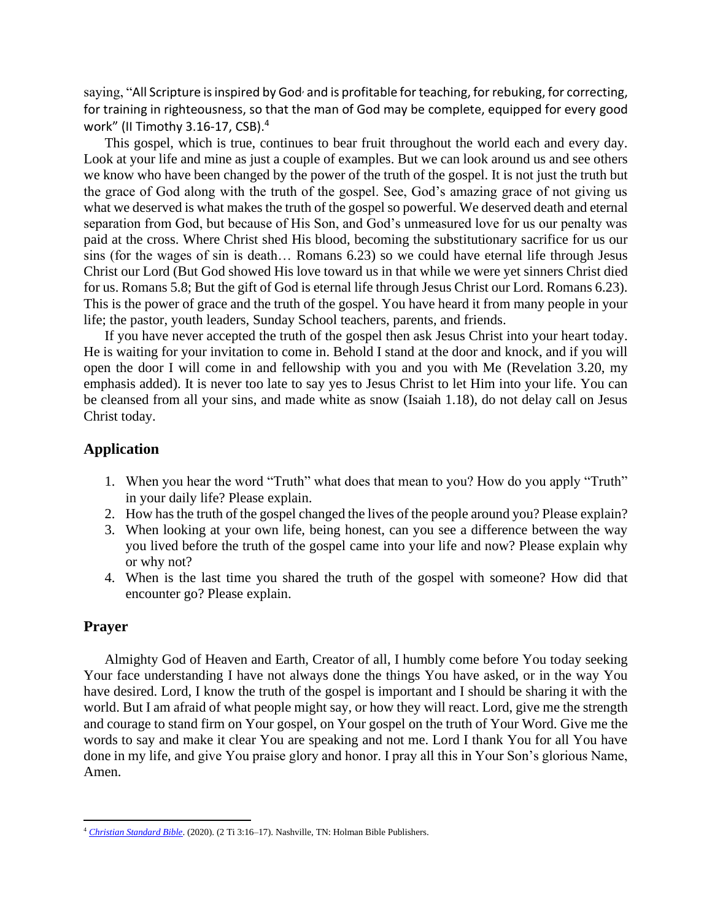saying, "All Scripture is inspired by God, and is profitable for teaching, for rebuking, for correcting, for training in righteousness, so that the man of God may be complete, equipped for every good work" (II Timothy 3.16-17, CSB).[4]

This gospel, which is true, continues to bear fruit throughout the world each and every day. Look at your life and mine as just a couple of examples. But we can look around us and see others we know who have been changed by the power of the truth of the gospel. It is not just the truth but the grace of God along with the truth of the gospel. See, God's amazing grace of not giving us what we deserved is what makes the truth of the gospel so powerful. We deserved death and eternal separation from God, but because of His Son, and God's unmeasured love for us our penalty was paid at the cross. Where Christ shed His blood, becoming the substitutionary sacrifice for us our sins (for the wages of sin is death… Romans 6.23) so we could have eternal life through Jesus Christ our Lord (But God showed His love toward us in that while we were yet sinners Christ died for us. Romans 5.8; But the gift of God is eternal life through Jesus Christ our Lord. Romans 6.23). This is the power of grace and the truth of the gospel. You have heard it from many people in your life; the pastor, youth leaders, Sunday School teachers, parents, and friends.

If you have never accepted the truth of the gospel then ask Jesus Christ into your heart today. He is waiting for your invitation to come in. Behold I stand at the door and knock, and if you will open the door I will come in and fellowship with you and you with Me (Revelation 3.20, my emphasis added). It is never too late to say yes to Jesus Christ to let Him into your life. You can be cleansed from all your sins, and made white as snow (Isaiah 1.18), do not delay call on Jesus Christ today.

## Application

1. When you hear the word "Truth" what does that mean to you? How do you apply "Truth" in your daily life? Please explain.
2. How has the truth of the gospel changed the lives of the people around you? Please explain?
3. When looking at your own life, being honest, can you see a difference between the way you lived before the truth of the gospel came into your life and now? Please explain why or why not?
4. When is the last time you shared the truth of the gospel with someone? How did that encounter go? Please explain.

## Prayer

Almighty God of Heaven and Earth, Creator of all, I humbly come before You today seeking Your face understanding I have not always done the things You have asked, or in the way You have desired. Lord, I know the truth of the gospel is important and I should be sharing it with the world. But I am afraid of what people might say, or how they will react. Lord, give me the strength and courage to stand firm on Your gospel, on Your gospel on the truth of Your Word. Give me the words to say and make it clear You are speaking and not me. Lord I thank You for all You have done in my life, and give You praise glory and honor. I pray all this in Your Son's glorious Name, Amen.

---

[4] *Christian Standard Bible*. (2020). (2 Ti 3:16–17). Nashville, TN: Holman Bible Publishers.